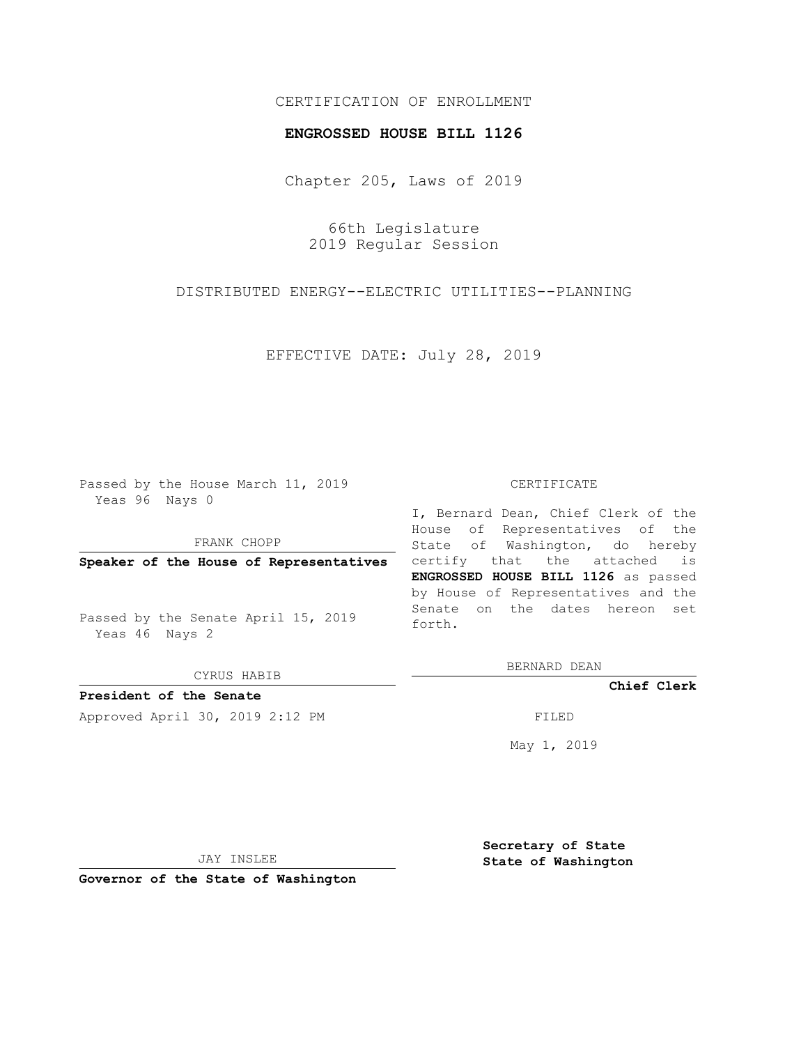CERTIFICATION OF ENROLLMENT

**ENGROSSED HOUSE BILL 1126**

Chapter 205, Laws of 2019

66th Legislature
2019 Regular Session

DISTRIBUTED ENERGY--ELECTRIC UTILITIES--PLANNING

EFFECTIVE DATE: July 28, 2019

Passed by the House March 11, 2019
Yeas 96 Nays 0

FRANK CHOPP

**Speaker of the House of Representatives**

Passed by the Senate April 15, 2019
Yeas 46 Nays 2

CYRUS HABIB

**President of the Senate**

Approved April 30, 2019 2:12 PM

JAY INSLEE

**Governor of the State of Washington**

CERTIFICATE

I, Bernard Dean, Chief Clerk of the House of Representatives of the State of Washington, do hereby certify that the attached is **ENGROSSED HOUSE BILL 1126** as passed by House of Representatives and the Senate on the dates hereon set forth.

BERNARD DEAN

**Chief Clerk**

FILED

May 1, 2019

**Secretary of State**
**State of Washington**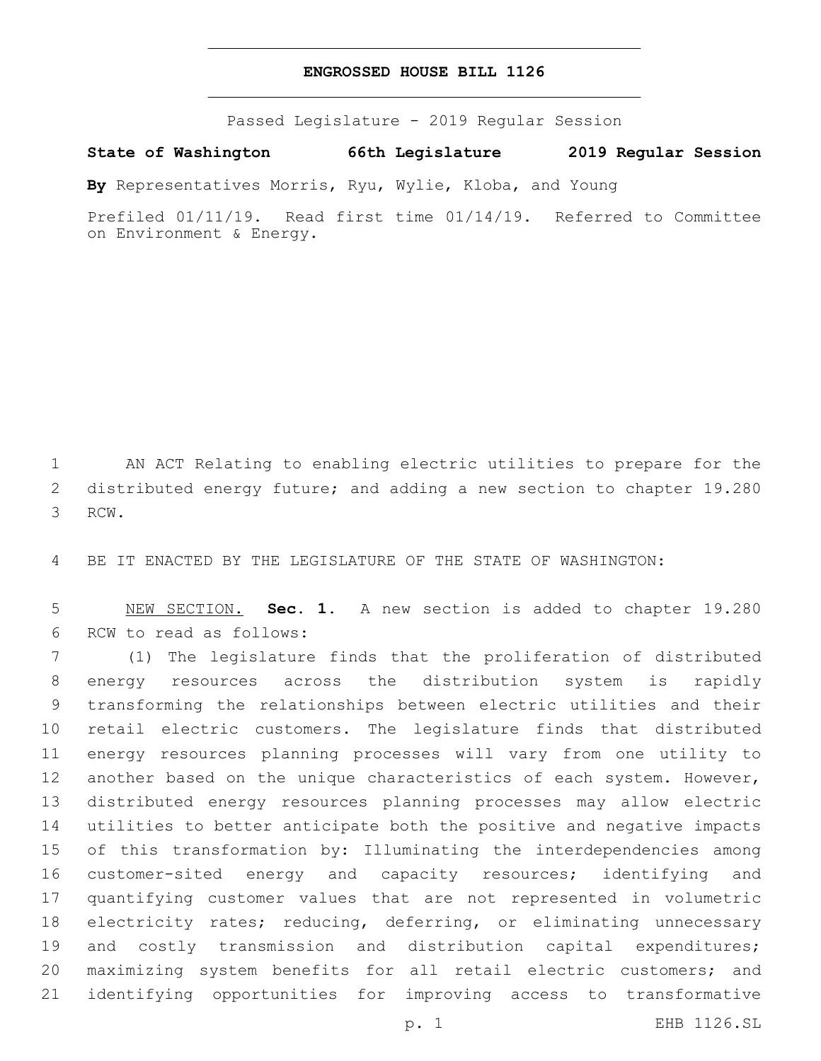**ENGROSSED HOUSE BILL 1126**

Passed Legislature - 2019 Regular Session

**State of Washington 66th Legislature 2019 Regular Session**

**By** Representatives Morris, Ryu, Wylie, Kloba, and Young

Prefiled 01/11/19. Read first time 01/14/19. Referred to Committee on Environment & Energy.

AN ACT Relating to enabling electric utilities to prepare for the distributed energy future; and adding a new section to chapter 19.280 RCW.

BE IT ENACTED BY THE LEGISLATURE OF THE STATE OF WASHINGTON:

NEW SECTION. **Sec. 1.** A new section is added to chapter 19.280 RCW to read as follows:

(1) The legislature finds that the proliferation of distributed energy resources across the distribution system is rapidly transforming the relationships between electric utilities and their retail electric customers. The legislature finds that distributed energy resources planning processes will vary from one utility to another based on the unique characteristics of each system. However, distributed energy resources planning processes may allow electric utilities to better anticipate both the positive and negative impacts of this transformation by: Illuminating the interdependencies among customer-sited energy and capacity resources; identifying and quantifying customer values that are not represented in volumetric electricity rates; reducing, deferring, or eliminating unnecessary and costly transmission and distribution capital expenditures; maximizing system benefits for all retail electric customers; and identifying opportunities for improving access to transformative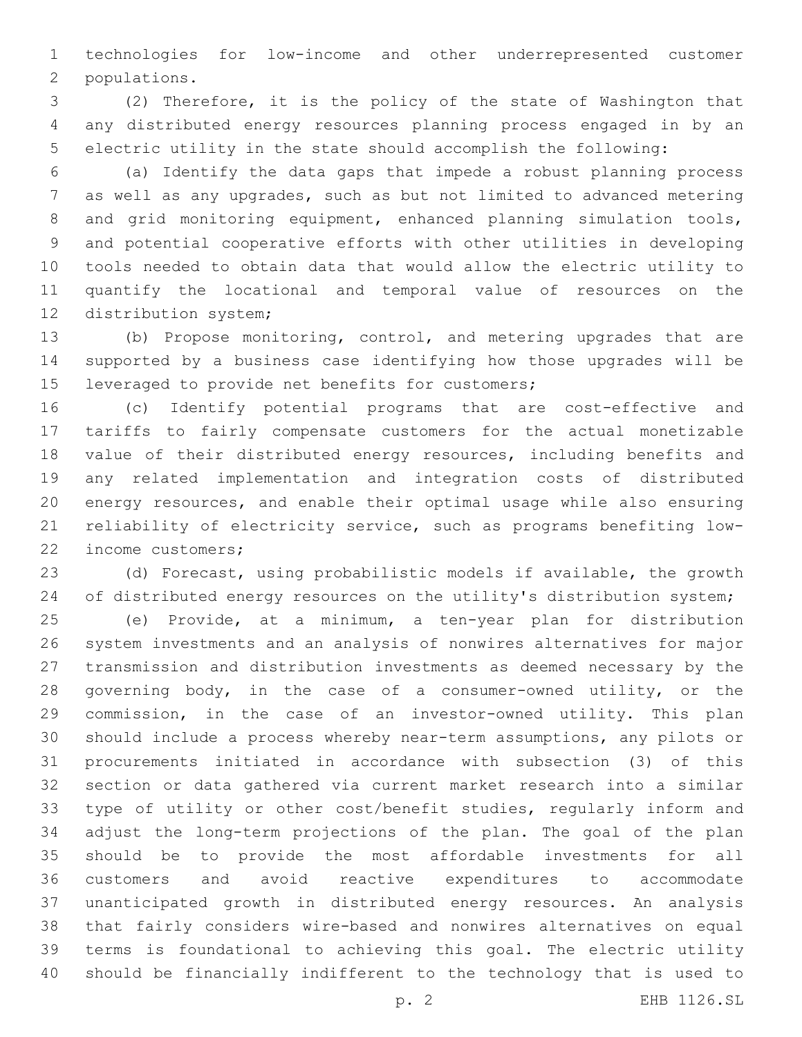technologies for low-income and other underrepresented customer populations.

(2) Therefore, it is the policy of the state of Washington that any distributed energy resources planning process engaged in by an electric utility in the state should accomplish the following:

(a) Identify the data gaps that impede a robust planning process as well as any upgrades, such as but not limited to advanced metering and grid monitoring equipment, enhanced planning simulation tools, and potential cooperative efforts with other utilities in developing tools needed to obtain data that would allow the electric utility to quantify the locational and temporal value of resources on the distribution system;

(b) Propose monitoring, control, and metering upgrades that are supported by a business case identifying how those upgrades will be leveraged to provide net benefits for customers;

(c) Identify potential programs that are cost-effective and tariffs to fairly compensate customers for the actual monetizable value of their distributed energy resources, including benefits and any related implementation and integration costs of distributed energy resources, and enable their optimal usage while also ensuring reliability of electricity service, such as programs benefiting low-income customers;

(d) Forecast, using probabilistic models if available, the growth of distributed energy resources on the utility's distribution system;

(e) Provide, at a minimum, a ten-year plan for distribution system investments and an analysis of nonwires alternatives for major transmission and distribution investments as deemed necessary by the governing body, in the case of a consumer-owned utility, or the commission, in the case of an investor-owned utility. This plan should include a process whereby near-term assumptions, any pilots or procurements initiated in accordance with subsection (3) of this section or data gathered via current market research into a similar type of utility or other cost/benefit studies, regularly inform and adjust the long-term projections of the plan. The goal of the plan should be to provide the most affordable investments for all customers and avoid reactive expenditures to accommodate unanticipated growth in distributed energy resources. An analysis that fairly considers wire-based and nonwires alternatives on equal terms is foundational to achieving this goal. The electric utility should be financially indifferent to the technology that is used to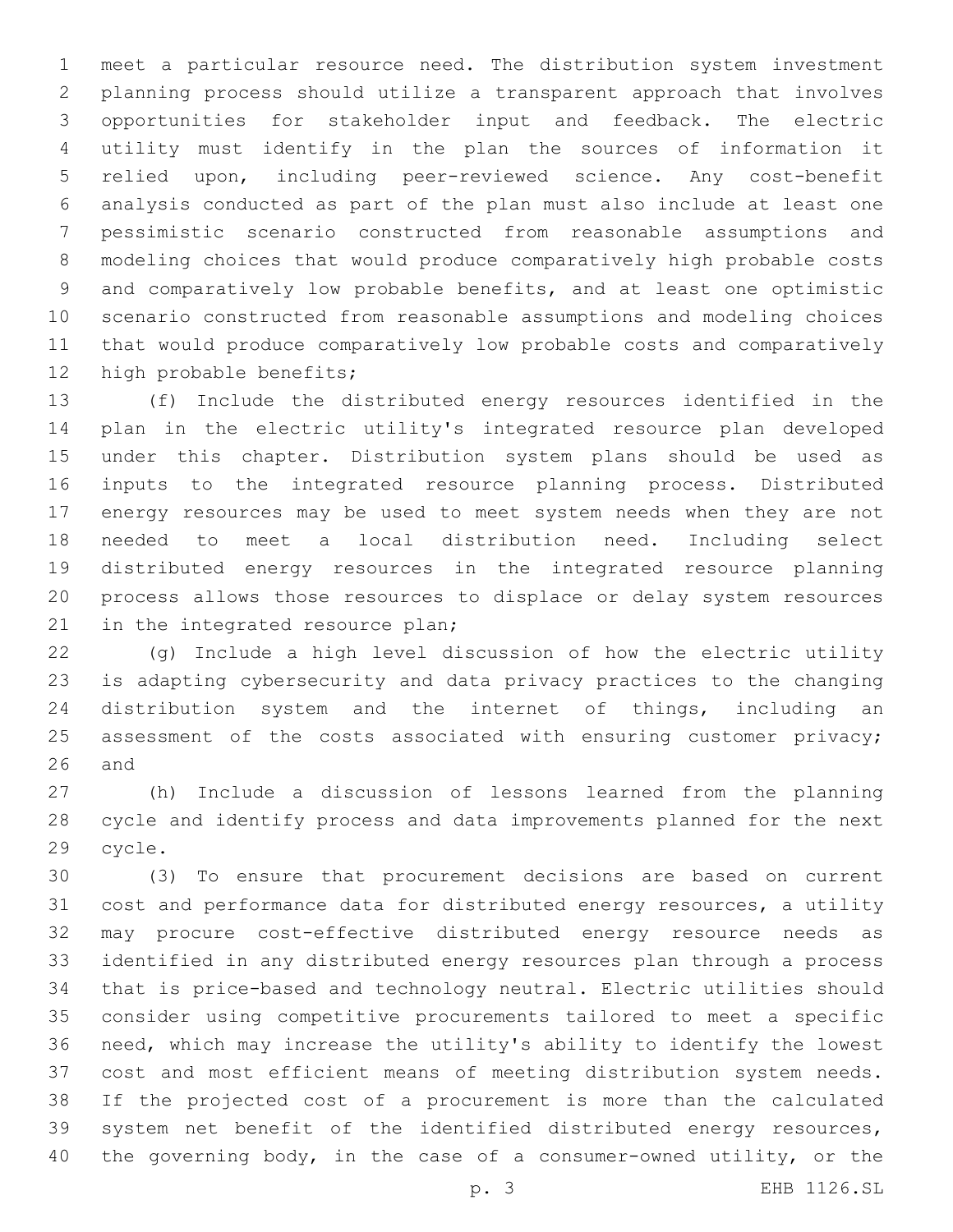meet a particular resource need. The distribution system investment planning process should utilize a transparent approach that involves opportunities for stakeholder input and feedback. The electric utility must identify in the plan the sources of information it relied upon, including peer-reviewed science. Any cost-benefit analysis conducted as part of the plan must also include at least one pessimistic scenario constructed from reasonable assumptions and modeling choices that would produce comparatively high probable costs and comparatively low probable benefits, and at least one optimistic scenario constructed from reasonable assumptions and modeling choices that would produce comparatively low probable costs and comparatively high probable benefits;

(f) Include the distributed energy resources identified in the plan in the electric utility's integrated resource plan developed under this chapter. Distribution system plans should be used as inputs to the integrated resource planning process. Distributed energy resources may be used to meet system needs when they are not needed to meet a local distribution need. Including select distributed energy resources in the integrated resource planning process allows those resources to displace or delay system resources in the integrated resource plan;

(g) Include a high level discussion of how the electric utility is adapting cybersecurity and data privacy practices to the changing distribution system and the internet of things, including an assessment of the costs associated with ensuring customer privacy; and

(h) Include a discussion of lessons learned from the planning cycle and identify process and data improvements planned for the next cycle.

(3) To ensure that procurement decisions are based on current cost and performance data for distributed energy resources, a utility may procure cost-effective distributed energy resource needs as identified in any distributed energy resources plan through a process that is price-based and technology neutral. Electric utilities should consider using competitive procurements tailored to meet a specific need, which may increase the utility's ability to identify the lowest cost and most efficient means of meeting distribution system needs. If the projected cost of a procurement is more than the calculated system net benefit of the identified distributed energy resources, the governing body, in the case of a consumer-owned utility, or the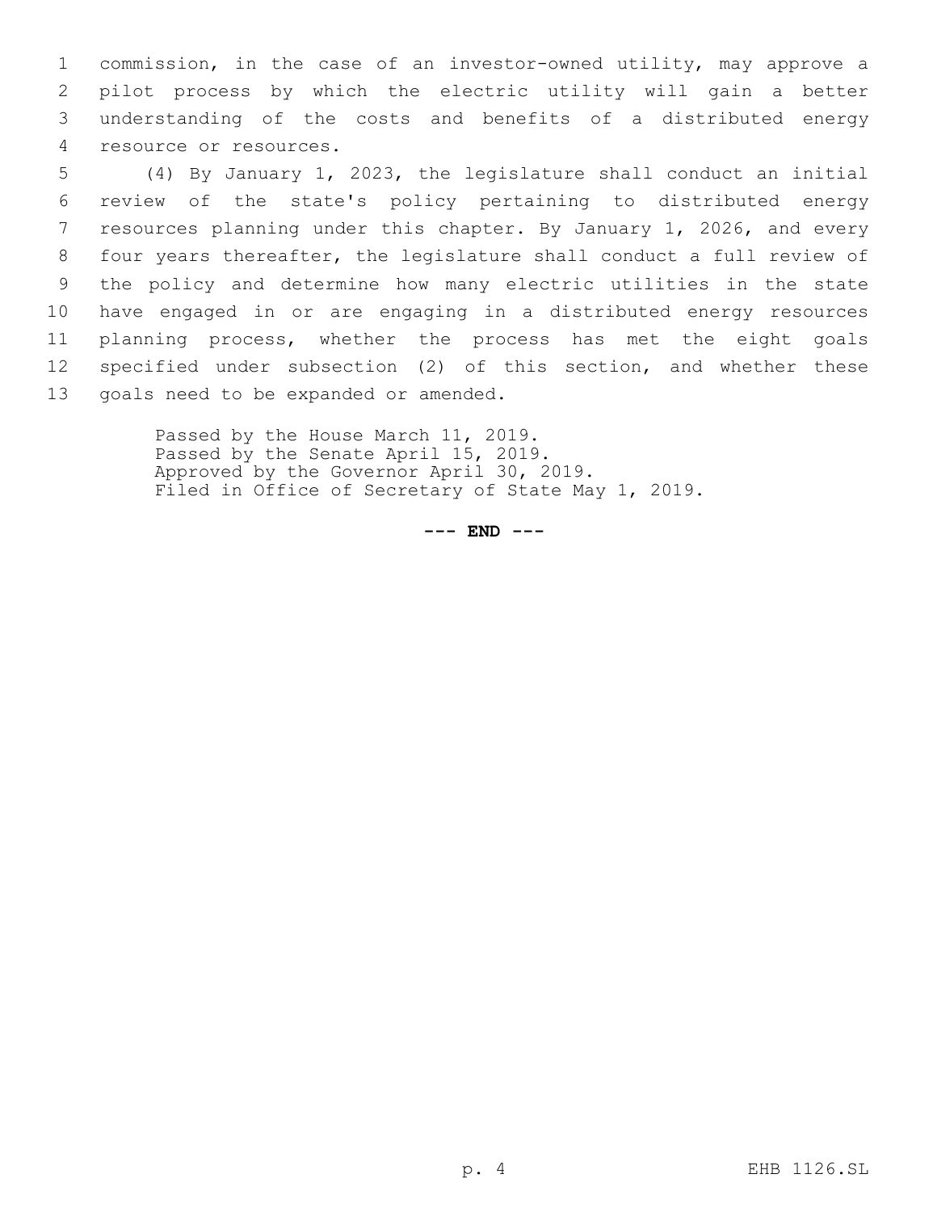commission, in the case of an investor-owned utility, may approve a pilot process by which the electric utility will gain a better understanding of the costs and benefits of a distributed energy resource or resources.

(4) By January 1, 2023, the legislature shall conduct an initial review of the state's policy pertaining to distributed energy resources planning under this chapter. By January 1, 2026, and every four years thereafter, the legislature shall conduct a full review of the policy and determine how many electric utilities in the state have engaged in or are engaging in a distributed energy resources planning process, whether the process has met the eight goals specified under subsection (2) of this section, and whether these goals need to be expanded or amended.

Passed by the House March 11, 2019.
Passed by the Senate April 15, 2019.
Approved by the Governor April 30, 2019.
Filed in Office of Secretary of State May 1, 2019.

**--- END ---**